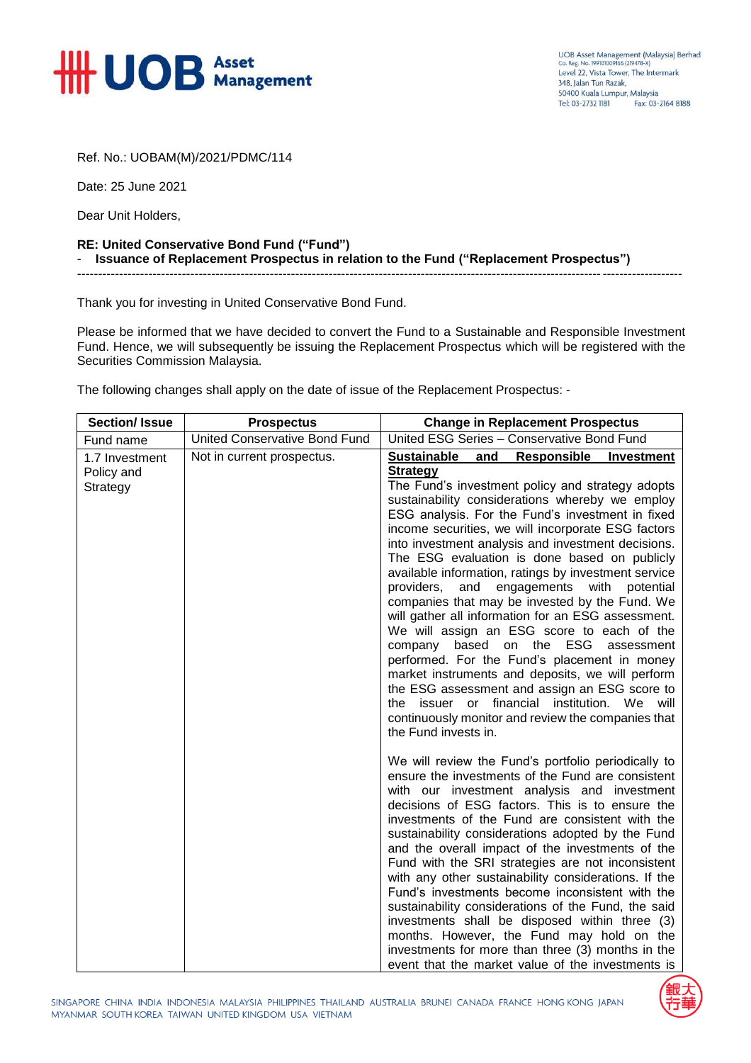Ref. No.: UOBAM(M)/2021/PDMC/114

Date: 25 June 2021

Dear Unit Holders,

**RE: United Conservative Bond Fund ("Fund")**
- **Issuance of Replacement Prospectus in relation to the Fund ("Replacement Prospectus")**

---

Thank you for investing in United Conservative Bond Fund.

Please be informed that we have decided to convert the Fund to a Sustainable and Responsible Investment Fund. Hence, we will subsequently be issuing the Replacement Prospectus which will be registered with the Securities Commission Malaysia.

The following changes shall apply on the date of issue of the Replacement Prospectus: -

| Section/ Issue | Prospectus | Change in Replacement Prospectus |
|---|---|---|
| Fund name | United Conservative Bond Fund | United ESG Series – Conservative Bond Fund |
| 1.7 Investment Policy and Strategy | Not in current prospectus. | **Sustainable and Responsible Investment Strategy**<br>The Fund's investment policy and strategy adopts sustainability considerations whereby we employ ESG analysis. For the Fund's investment in fixed income securities, we will incorporate ESG factors into investment analysis and investment decisions. The ESG evaluation is done based on publicly available information, ratings by investment service providers, and engagements with potential companies that may be invested by the Fund. We will gather all information for an ESG assessment. We will assign an ESG score to each of the company based on the ESG assessment performed. For the Fund's placement in money market instruments and deposits, we will perform the ESG assessment and assign an ESG score to the issuer or financial institution. We will continuously monitor and review the companies that the Fund invests in.<br><br>We will review the Fund's portfolio periodically to ensure the investments of the Fund are consistent with our investment analysis and investment decisions of ESG factors. This is to ensure the investments of the Fund are consistent with the sustainability considerations adopted by the Fund and the overall impact of the investments of the Fund with the SRI strategies are not inconsistent with any other sustainability considerations. If the Fund's investments become inconsistent with the sustainability considerations of the Fund, the said investments shall be disposed within three (3) months. However, the Fund may hold on the investments for more than three (3) months in the event that the market value of the investments is |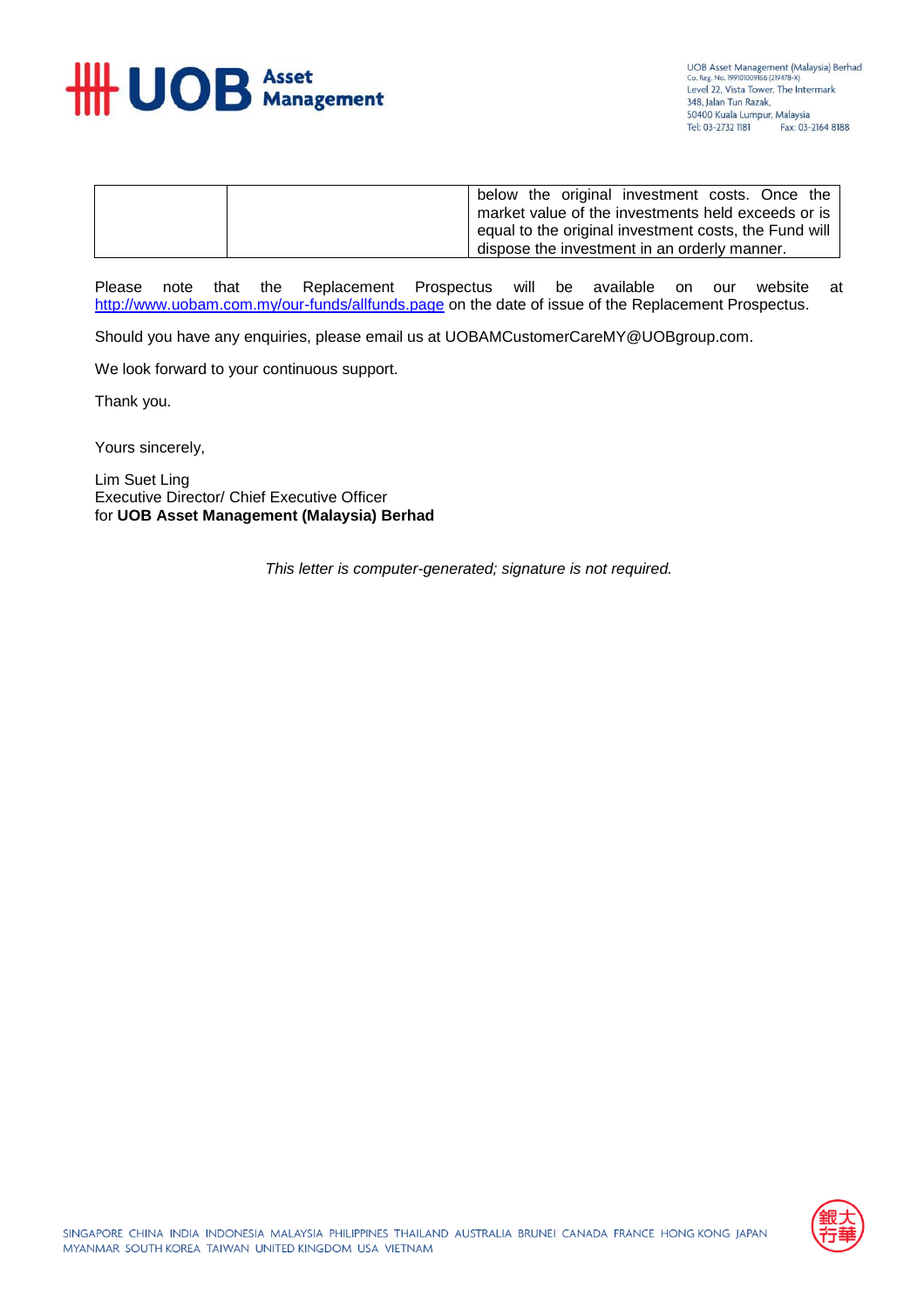| | | |
|---|---|---|
| | | below the original investment costs. Once the market value of the investments held exceeds or is equal to the original investment costs, the Fund will dispose the investment in an orderly manner. |

Please note that the Replacement Prospectus will be available on our website at http://www.uobam.com.my/our-funds/allfunds.page on the date of issue of the Replacement Prospectus.

Should you have any enquiries, please email us at UOBAMCustomerCareMY@UOBgroup.com.

We look forward to your continuous support.

Thank you.

Yours sincerely,

Lim Suet Ling
Executive Director/ Chief Executive Officer
for **UOB Asset Management (Malaysia) Berhad**

*This letter is computer-generated; signature is not required.*